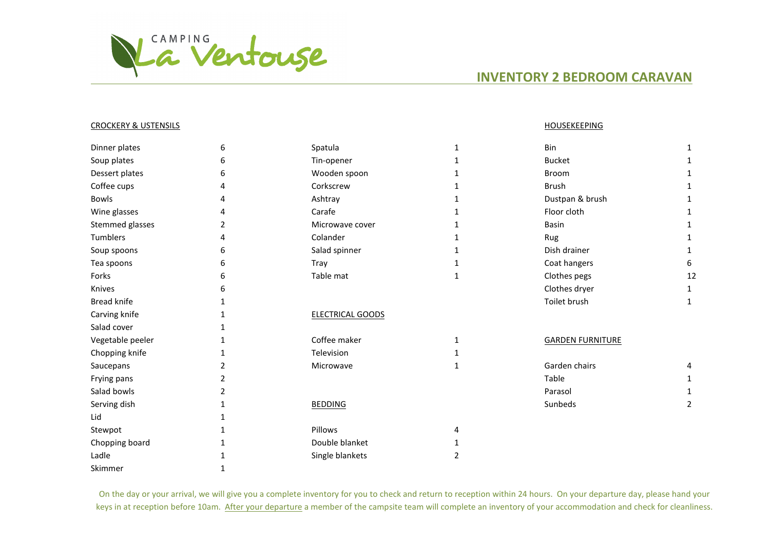CAMPING La Ventouse

# INVENTORY 2 BEDROOM CARAVAN

## CROCKERY & USTENSILS

| Item | Qty |
|---|---|
| Dinner plates | 6 |
| Soup plates | 6 |
| Dessert plates | 6 |
| Coffee cups | 4 |
| Bowls | 4 |
| Wine glasses | 4 |
| Stemmed glasses | 2 |
| Tumblers | 4 |
| Soup spoons | 6 |
| Tea spoons | 6 |
| Forks | 6 |
| Knives | 6 |
| Bread knife | 1 |
| Carving knife | 1 |
| Salad cover | 1 |
| Vegetable peeler | 1 |
| Chopping knife | 1 |
| Saucepans | 2 |
| Frying pans | 2 |
| Salad bowls | 2 |
| Serving dish | 1 |
| Lid | 1 |
| Stewpot | 1 |
| Chopping board | 1 |
| Ladle | 1 |
| Skimmer | 1 |
| Spatula | 1 |
| Tin-opener | 1 |
| Wooden spoon | 1 |
| Corkscrew | 1 |
| Ashtray | 1 |
| Carafe | 1 |
| Microwave cover | 1 |
| Colander | 1 |
| Salad spinner | 1 |
| Tray | 1 |
| Table mat | 1 |

## ELECTRICAL GOODS

| Item | Qty |
|---|---|
| Coffee maker | 1 |
| Television | 1 |
| Microwave | 1 |

## BEDDING

| Item | Qty |
|---|---|
| Pillows | 4 |
| Double blanket | 1 |
| Single blankets | 2 |

## HOUSEKEEPING

| Item | Qty |
|---|---|
| Bin | 1 |
| Bucket | 1 |
| Broom | 1 |
| Brush | 1 |
| Dustpan & brush | 1 |
| Floor cloth | 1 |
| Basin | 1 |
| Rug | 1 |
| Dish drainer | 1 |
| Coat hangers | 6 |
| Clothes pegs | 12 |
| Clothes dryer | 1 |
| Toilet brush | 1 |

## GARDEN FURNITURE

| Item | Qty |
|---|---|
| Garden chairs | 4 |
| Table | 1 |
| Parasol | 1 |
| Sunbeds | 2 |

On the day or your arrival, we will give you a complete inventory for you to check and return to reception within 24 hours. On your departure day, please hand your keys in at reception before 10am. After your departure a member of the campsite team will complete an inventory of your accommodation and check for cleanliness.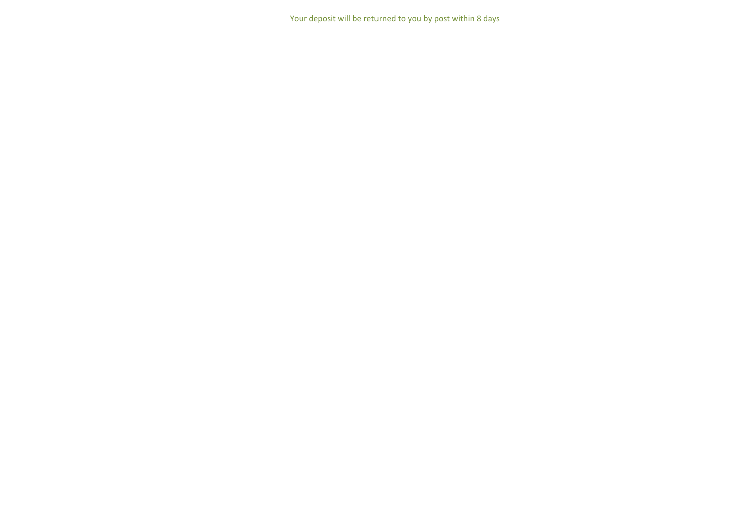Your deposit will be returned to you by post within 8 days